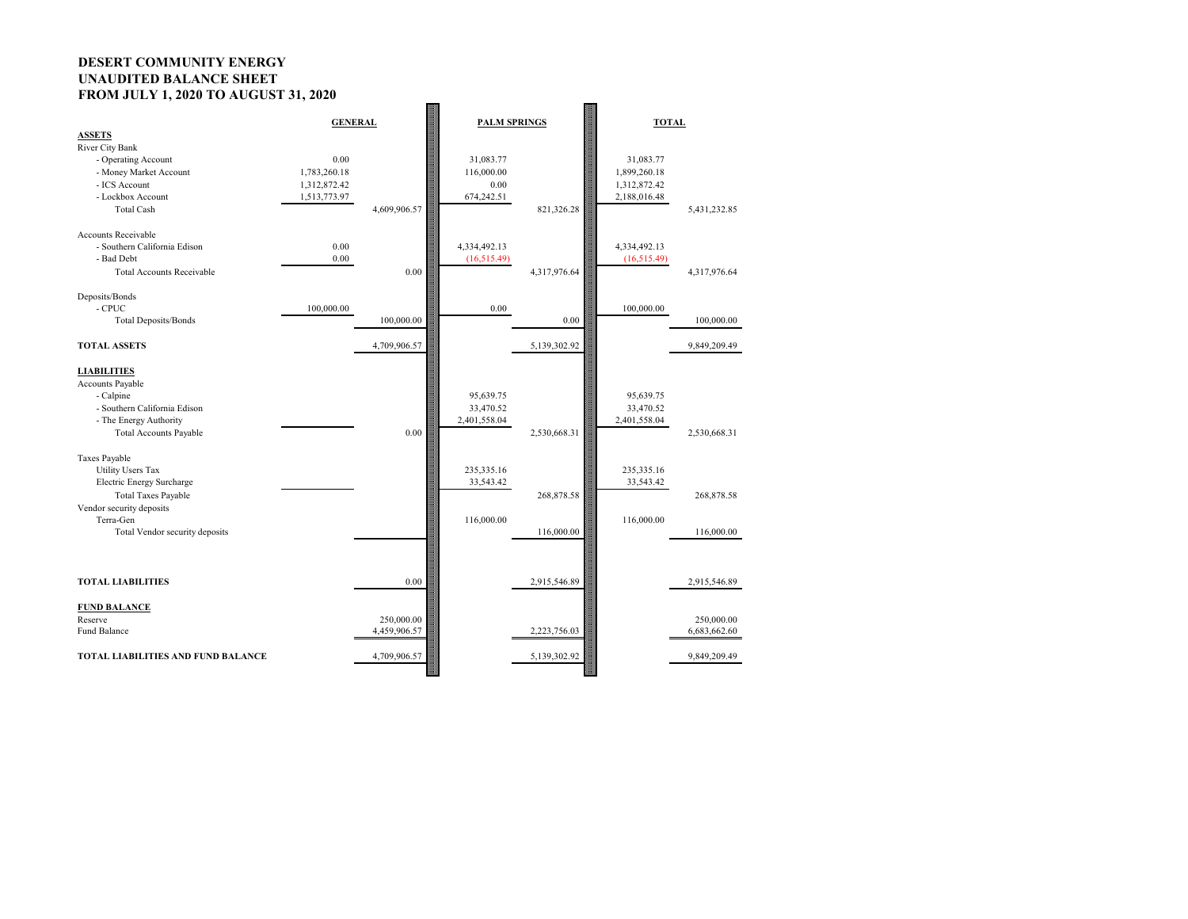# DESERT COMMUNITY ENERGY
## UNAUDITED BALANCE SHEET
## FROM JULY 1, 2020 TO AUGUST 31, 2020

| | GENERAL | | PALM SPRINGS | | TOTAL | |
|---|---|---|---|---|---|---|
| **ASSETS** | | | | | | |
| River City Bank | | | | | | |
| - Operating Account | 0.00 | | 31,083.77 | | 31,083.77 | |
| - Money Market Account | 1,783,260.18 | | 116,000.00 | | 1,899,260.18 | |
| - ICS Account | 1,312,872.42 | | 0.00 | | 1,312,872.42 | |
| - Lockbox Account | 1,513,773.97 | | 674,242.51 | | 2,188,016.48 | |
| Total Cash | | 4,609,906.57 | | 821,326.28 | | 5,431,232.85 |
| | | | | | | |
| Accounts Receivable | | | | | | |
| - Southern California Edison | 0.00 | | 4,334,492.13 | | 4,334,492.13 | |
| - Bad Debt | 0.00 | | (16,515.49) | | (16,515.49) | |
| Total Accounts Receivable | | 0.00 | | 4,317,976.64 | | 4,317,976.64 |
| | | | | | | |
| Deposits/Bonds | | | | | | |
| - CPUC | 100,000.00 | | 0.00 | | 100,000.00 | |
| Total Deposits/Bonds | | 100,000.00 | | 0.00 | | 100,000.00 |
| | | | | | | |
| **TOTAL ASSETS** | | 4,709,906.57 | | 5,139,302.92 | | 9,849,209.49 |
| | | | | | | |
| **LIABILITIES** | | | | | | |
| Accounts Payable | | | | | | |
| - Calpine | | | 95,639.75 | | 95,639.75 | |
| - Southern California Edison | | | 33,470.52 | | 33,470.52 | |
| - The Energy Authority | | | 2,401,558.04 | | 2,401,558.04 | |
| Total Accounts Payable | | 0.00 | | 2,530,668.31 | | 2,530,668.31 |
| | | | | | | |
| Taxes Payable | | | | | | |
| Utility Users Tax | | | 235,335.16 | | 235,335.16 | |
| Electric Energy Surcharge | | | 33,543.42 | | 33,543.42 | |
| Total Taxes Payable | | | | 268,878.58 | | 268,878.58 |
| Vendor security deposits | | | | | | |
| Terra-Gen | | | 116,000.00 | | 116,000.00 | |
| Total Vendor security deposits | | | | 116,000.00 | | 116,000.00 |
| | | | | | | |
| **TOTAL LIABILITIES** | | 0.00 | | 2,915,546.89 | | 2,915,546.89 |
| | | | | | | |
| **FUND BALANCE** | | | | | | |
| Reserve | | 250,000.00 | | | | 250,000.00 |
| Fund Balance | | 4,459,906.57 | | 2,223,756.03 | | 6,683,662.60 |
| | | | | | | |
| **TOTAL LIABILITIES AND FUND BALANCE** | | 4,709,906.57 | | 5,139,302.92 | | 9,849,209.49 |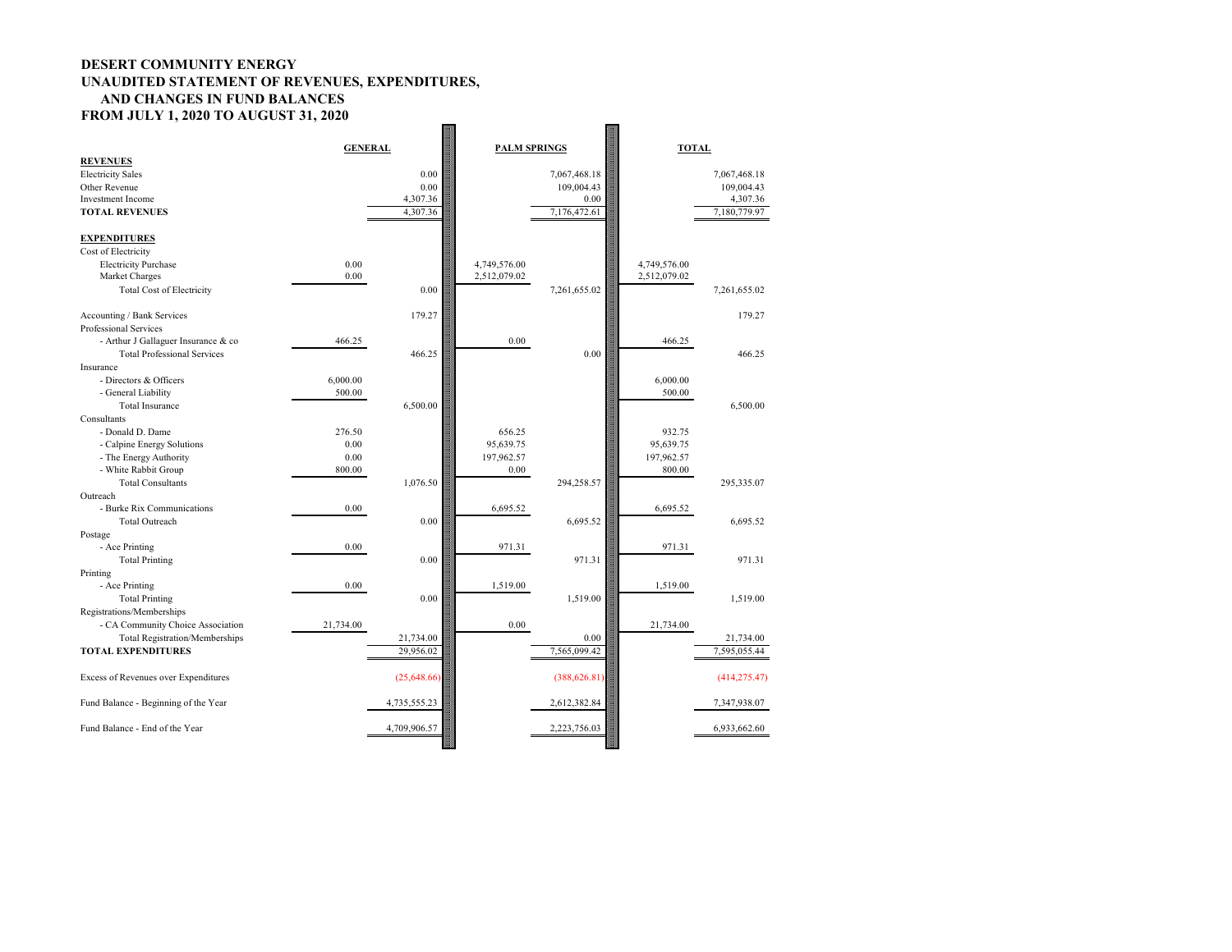# DESERT COMMUNITY ENERGY
## UNAUDITED STATEMENT OF REVENUES, EXPENDITURES, AND CHANGES IN FUND BALANCES
## FROM JULY 1, 2020 TO AUGUST 31, 2020

| | GENERAL | | PALM SPRINGS | | TOTAL | |
|---|---|---|---|---|---|---|
| **REVENUES** | | | | | | |
| Electricity Sales | | 0.00 | | 7,067,468.18 | | 7,067,468.18 |
| Other Revenue | | 0.00 | | 109,004.43 | | 109,004.43 |
| Investment Income | | 4,307.36 | | 0.00 | | 4,307.36 |
| **TOTAL REVENUES** | | 4,307.36 | | 7,176,472.61 | | 7,180,779.97 |
| | | | | | | |
| **EXPENDITURES** | | | | | | |
| Cost of Electricity | | | | | | |
| Electricity Purchase | 0.00 | | 4,749,576.00 | | 4,749,576.00 | |
| Market Charges | 0.00 | | 2,512,079.02 | | 2,512,079.02 | |
| Total Cost of Electricity | | 0.00 | | 7,261,655.02 | | 7,261,655.02 |
| | | | | | | |
| Accounting / Bank Services | | 179.27 | | | | 179.27 |
| Professional Services | | | | | | |
| - Arthur J Gallaguer Insurance & co | 466.25 | | 0.00 | | 466.25 | |
| Total Professional Services | | 466.25 | | 0.00 | | 466.25 |
| Insurance | | | | | | |
| - Directors & Officers | 6,000.00 | | | | 6,000.00 | |
| - General Liability | 500.00 | | | | 500.00 | |
| Total Insurance | | 6,500.00 | | | | 6,500.00 |
| Consultants | | | | | | |
| - Donald D. Dame | 276.50 | | 656.25 | | 932.75 | |
| - Calpine Energy Solutions | 0.00 | | 95,639.75 | | 95,639.75 | |
| - The Energy Authority | 0.00 | | 197,962.57 | | 197,962.57 | |
| - White Rabbit Group | 800.00 | | 0.00 | | 800.00 | |
| Total Consultants | | 1,076.50 | | 294,258.57 | | 295,335.07 |
| Outreach | | | | | | |
| - Burke Rix Communications | 0.00 | | 6,695.52 | | 6,695.52 | |
| Total Outreach | | 0.00 | | 6,695.52 | | 6,695.52 |
| Postage | | | | | | |
| - Ace Printing | 0.00 | | 971.31 | | 971.31 | |
| Total Printing | | 0.00 | | 971.31 | | 971.31 |
| Printing | | | | | | |
| - Ace Printing | 0.00 | | 1,519.00 | | 1,519.00 | |
| Total Printing | | 0.00 | | 1,519.00 | | 1,519.00 |
| Registrations/Memberships | | | | | | |
| - CA Community Choice Association | 21,734.00 | | 0.00 | | 21,734.00 | |
| Total Registration/Memberships | | 21,734.00 | | 0.00 | | 21,734.00 |
| **TOTAL EXPENDITURES** | | 29,956.02 | | 7,565,099.42 | | 7,595,055.44 |
| | | | | | | |
| Excess of Revenues over Expenditures | | (25,648.66) | | (388,626.81) | | (414,275.47) |
| | | | | | | |
| Fund Balance - Beginning of the Year | | 4,735,555.23 | | 2,612,382.84 | | 7,347,938.07 |
| | | | | | | |
| Fund Balance - End of the Year | | 4,709,906.57 | | 2,223,756.03 | | 6,933,662.60 |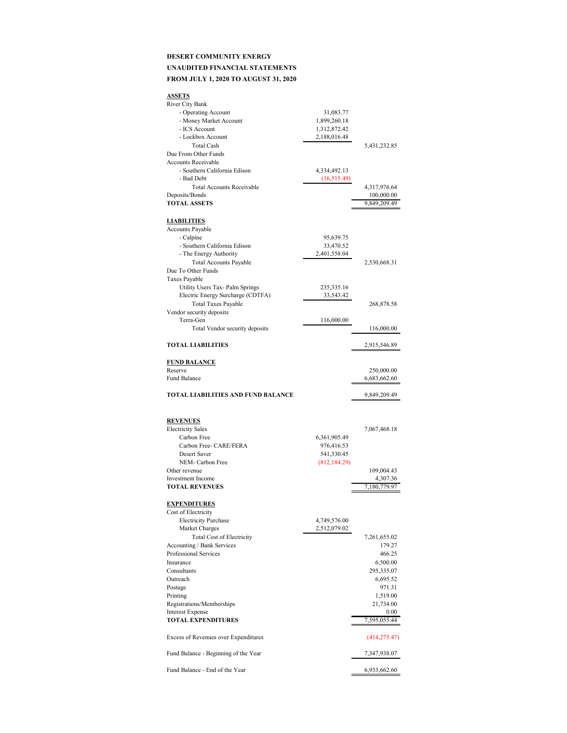**DESERT COMMUNITY ENERGY**

**UNAUDITED FINANCIAL STATEMENTS**

**FROM JULY 1, 2020 TO AUGUST 31, 2020**

| | | |
|---|---|---|
| **ASSETS** | | |
| River City Bank | | |
| - Operating Account | 31,083.77 | |
| - Money Market Account | 1,899,260.18 | |
| - ICS Account | 1,312,872.42 | |
| - Lockbox Account | 2,188,016.48 | |
| Total Cash | | 5,431,232.85 |
| Due From Other Funds | | |
| Accounts Receivable | | |
| - Southern California Edison | 4,334,492.13 | |
| - Bad Debt | (16,515.49) | |
| Total Accounts Receivable | | 4,317,976.64 |
| Deposits/Bonds | | 100,000.00 |
| **TOTAL ASSETS** | | 9,849,209.49 |
| | | |
| **LIABILITIES** | | |
| Accounts Payable | | |
| - Calpine | 95,639.75 | |
| - Southern California Edison | 33,470.52 | |
| - The Energy Authority | 2,401,558.04 | |
| Total Accounts Payable | | 2,530,668.31 |
| Due To Other Funds | | |
| Taxes Payable | | |
| Utility Users Tax- Palm Springs | 235,335.16 | |
| Electric Energy Surcharge (CDTFA) | 33,543.42 | |
| Total Taxes Payable | | 268,878.58 |
| Vendor security deposits | | |
| Terra-Gen | 116,000.00 | |
| Total Vendor security deposits | | 116,000.00 |
| **TOTAL LIABILITIES** | | 2,915,546.89 |
| | | |
| **FUND BALANCE** | | |
| Reserve | | 250,000.00 |
| Fund Balance | | 6,683,662.60 |
| **TOTAL LIABILITIES AND FUND BALANCE** | | 9,849,209.49 |

| | | |
|---|---|---|
| **REVENUES** | | |
| Electricity Sales | | 7,067,468.18 |
| Carbon Free | 6,361,905.49 | |
| Carbon Free- CARE/FERA | 976,416.53 | |
| Desert Saver | 541,330.45 | |
| NEM- Carbon Free | (812,184.29) | |
| Other revenue | | 109,004.43 |
| Investment Income | | 4,307.36 |
| **TOTAL REVENUES** | | 7,180,779.97 |
| | | |
| **EXPENDITURES** | | |
| Cost of Electricity | | |
| Electricity Purchase | 4,749,576.00 | |
| Market Charges | 2,512,079.02 | |
| Total Cost of Electricity | | 7,261,655.02 |
| Accounting / Bank Services | | 179.27 |
| Professional Services | | 466.25 |
| Insurance | | 6,500.00 |
| Consultants | | 295,335.07 |
| Outreach | | 6,695.52 |
| Postage | | 971.31 |
| Printing | | 1,519.00 |
| Registrations/Memberships | | 21,734.00 |
| Interest Expense | | 0.00 |
| **TOTAL EXPENDITURES** | | 7,595,055.44 |
| | | |
| Excess of Revenues over Expenditures | | (414,275.47) |
| | | |
| Fund Balance - Beginning of the Year | | 7,347,938.07 |
| | | |
| Fund Balance - End of the Year | | 6,933,662.60 |